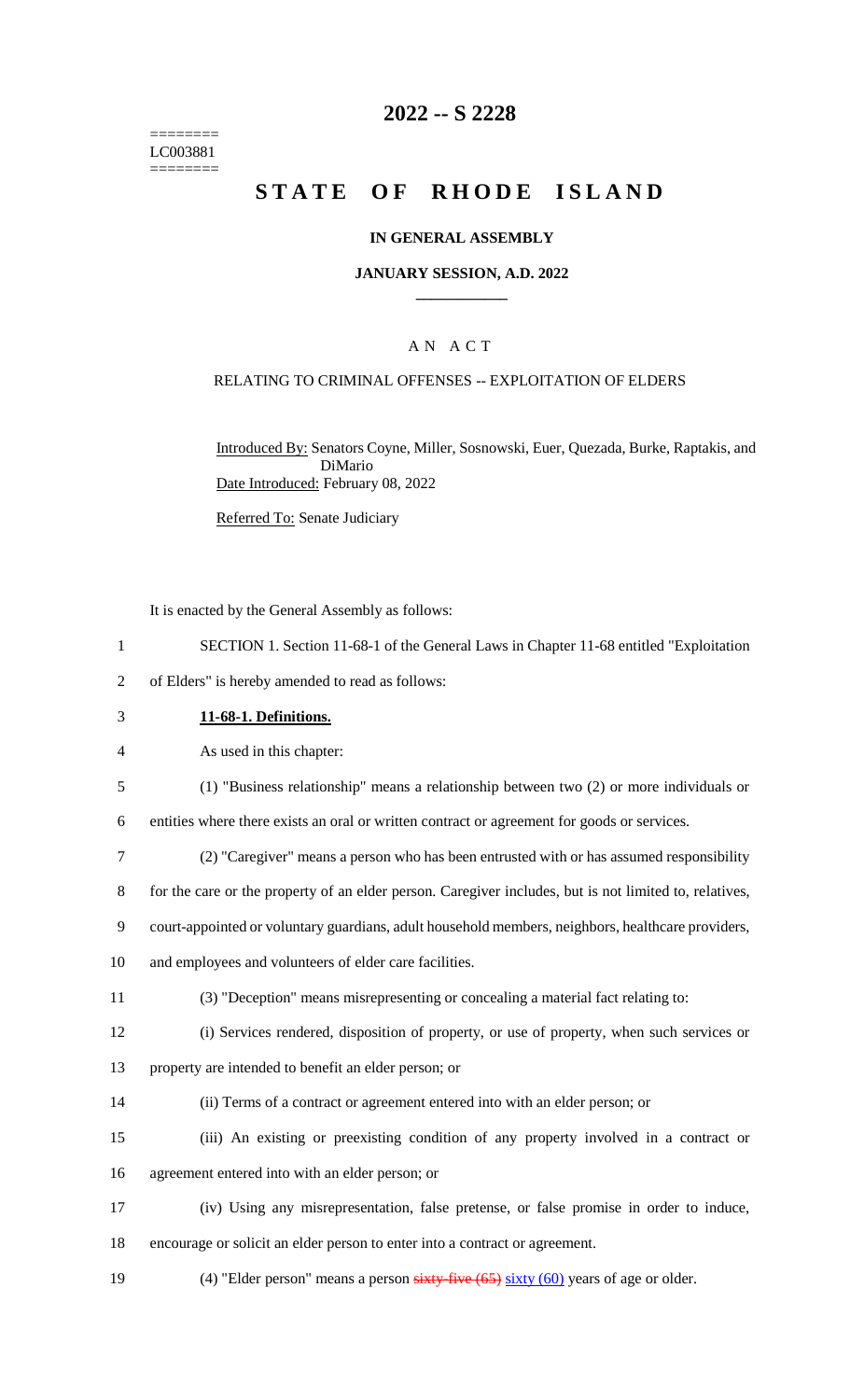========
LC003881
========

# 2022 -- S 2228

# STATE OF RHODE ISLAND

### IN GENERAL ASSEMBLY

### JANUARY SESSION, A.D. 2022

### A N A C T

RELATING TO CRIMINAL OFFENSES -- EXPLOITATION OF ELDERS

Introduced By: Senators Coyne, Miller, Sosnowski, Euer, Quezada, Burke, Raptakis, and DiMario
Date Introduced: February 08, 2022

Referred To: Senate Judiciary

It is enacted by the General Assembly as follows:

1 SECTION 1. Section 11-68-1 of the General Laws in Chapter 11-68 entitled "Exploitation
2 of Elders" is hereby amended to read as follows:

3 **11-68-1. Definitions.**

4 As used in this chapter:

5 (1) "Business relationship" means a relationship between two (2) or more individuals or
6 entities where there exists an oral or written contract or agreement for goods or services.

7 (2) "Caregiver" means a person who has been entrusted with or has assumed responsibility
8 for the care or the property of an elder person. Caregiver includes, but is not limited to, relatives,
9 court-appointed or voluntary guardians, adult household members, neighbors, healthcare providers,
10 and employees and volunteers of elder care facilities.

11 (3) "Deception" means misrepresenting or concealing a material fact relating to:

12 (i) Services rendered, disposition of property, or use of property, when such services or
13 property are intended to benefit an elder person; or

14 (ii) Terms of a contract or agreement entered into with an elder person; or

15 (iii) An existing or preexisting condition of any property involved in a contract or
16 agreement entered into with an elder person; or

17 (iv) Using any misrepresentation, false pretense, or false promise in order to induce,
18 encourage or solicit an elder person to enter into a contract or agreement.

19 (4) "Elder person" means a person ~~sixty-five (65)~~ sixty (60) years of age or older.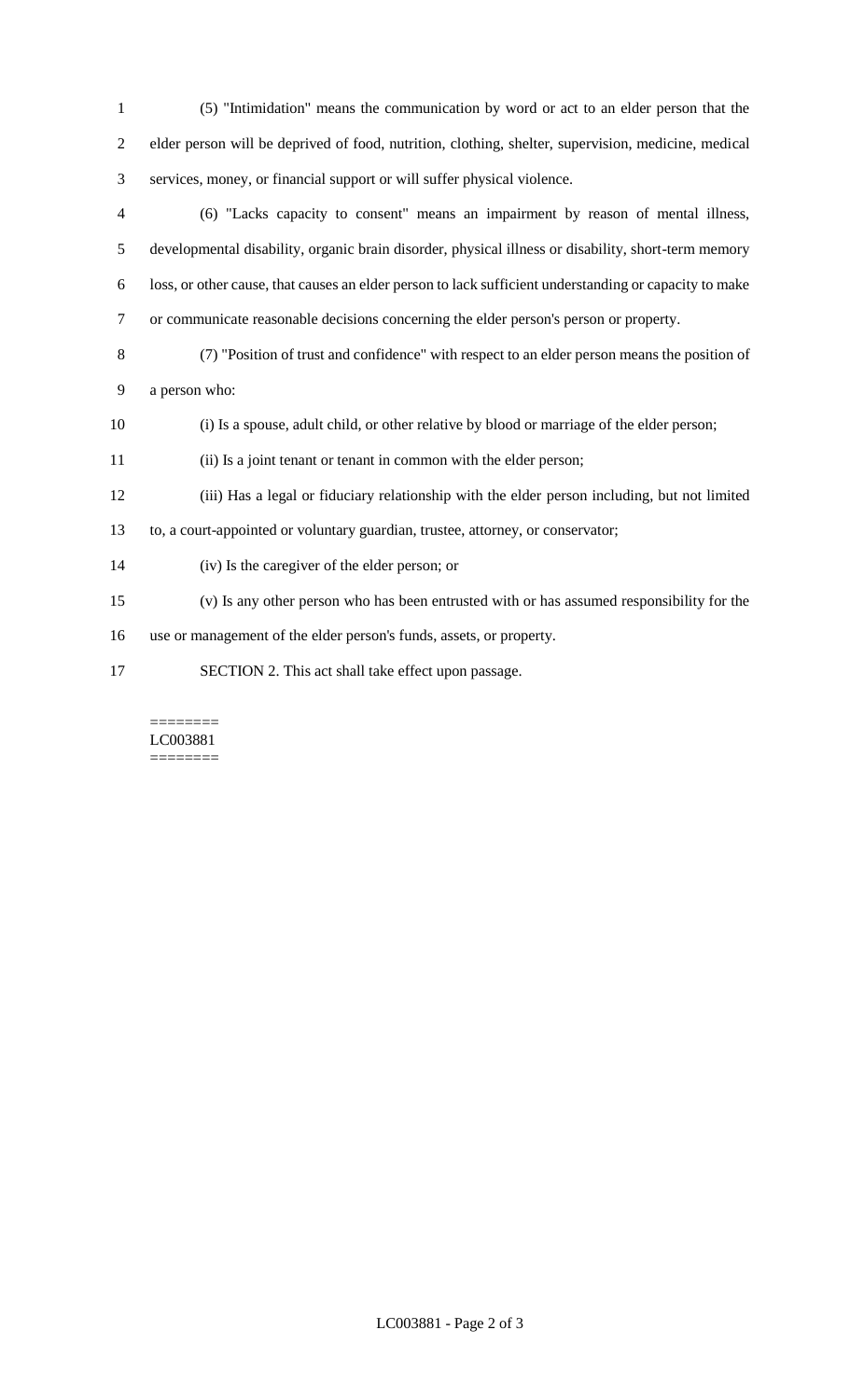(5) "Intimidation" means the communication by word or act to an elder person that the elder person will be deprived of food, nutrition, clothing, shelter, supervision, medicine, medical services, money, or financial support or will suffer physical violence.

(6) "Lacks capacity to consent" means an impairment by reason of mental illness, developmental disability, organic brain disorder, physical illness or disability, short-term memory loss, or other cause, that causes an elder person to lack sufficient understanding or capacity to make or communicate reasonable decisions concerning the elder person's person or property.

(7) "Position of trust and confidence" with respect to an elder person means the position of a person who:

(i) Is a spouse, adult child, or other relative by blood or marriage of the elder person;

(ii) Is a joint tenant or tenant in common with the elder person;

(iii) Has a legal or fiduciary relationship with the elder person including, but not limited to, a court-appointed or voluntary guardian, trustee, attorney, or conservator;

(iv) Is the caregiver of the elder person; or

(v) Is any other person who has been entrusted with or has assumed responsibility for the use or management of the elder person's funds, assets, or property.

SECTION 2. This act shall take effect upon passage.

========
LC003881
========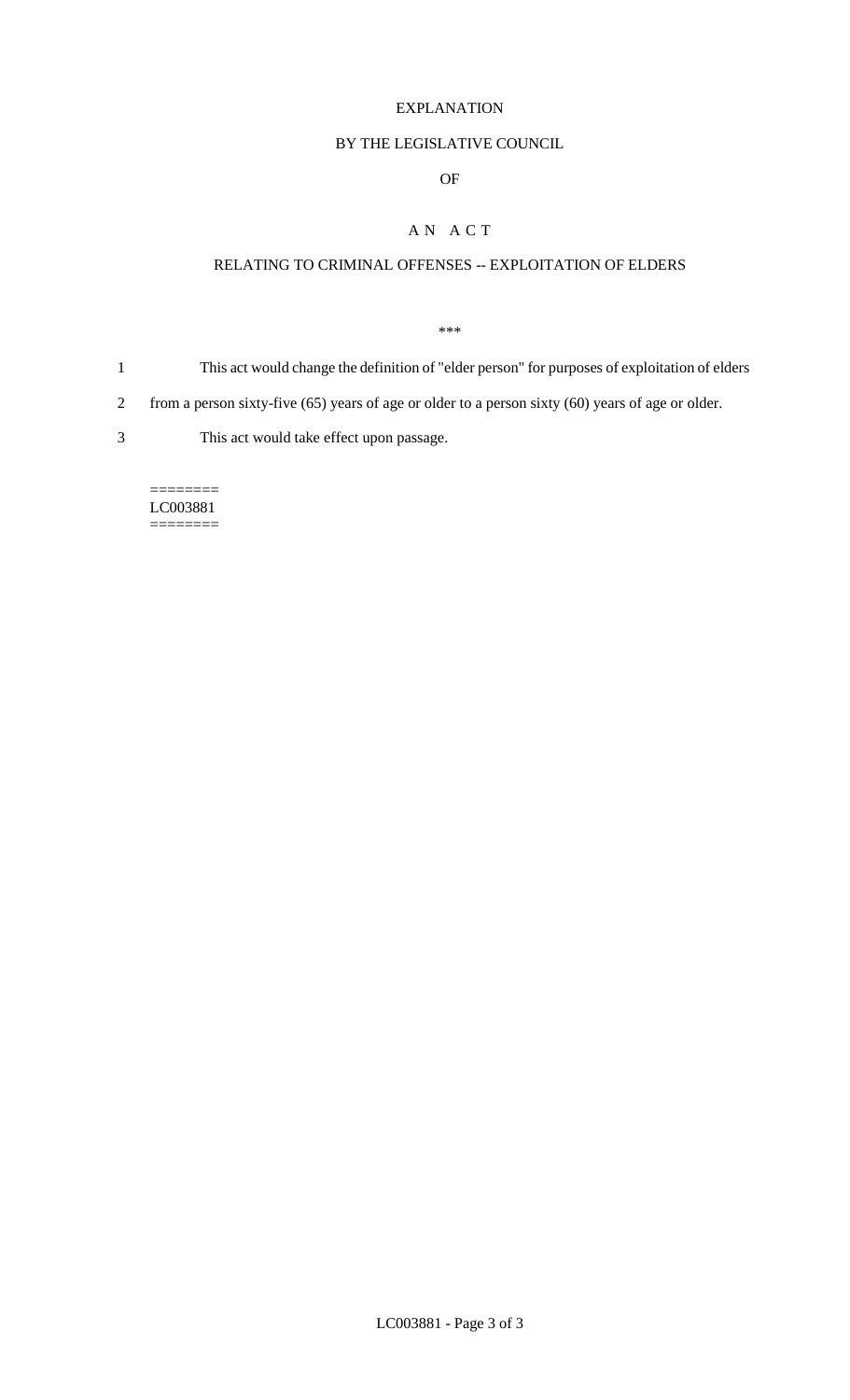EXPLANATION

BY THE LEGISLATIVE COUNCIL

OF

A N A C T

RELATING TO CRIMINAL OFFENSES -- EXPLOITATION OF ELDERS

\*\*\*

1 This act would change the definition of "elder person" for purposes of exploitation of elders

2 from a person sixty-five (65) years of age or older to a person sixty (60) years of age or older.

3 This act would take effect upon passage.

========
LC003881
========